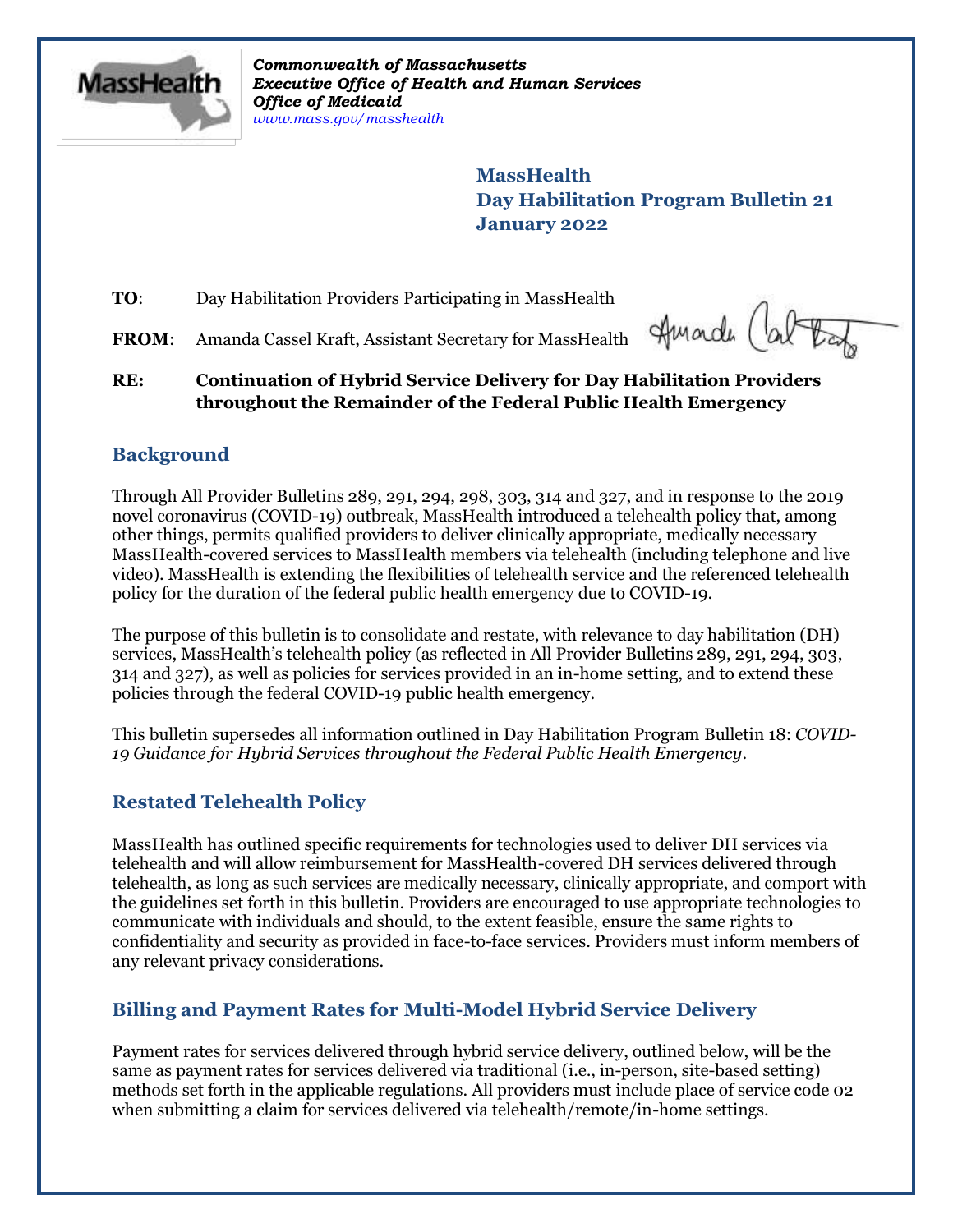*Commonwealth of Massachusetts*
*Executive Office of Health and Human Services*
*Office of Medicaid*
*www.mass.gov/masshealth*

**MassHealth**
**Day Habilitation Program Bulletin 21**
**January 2022**

**TO**: Day Habilitation Providers Participating in MassHealth

**FROM**: Amanda Cassel Kraft, Assistant Secretary for MassHealth

**RE: Continuation of Hybrid Service Delivery for Day Habilitation Providers throughout the Remainder of the Federal Public Health Emergency**

## Background

Through All Provider Bulletins 289, 291, 294, 298, 303, 314 and 327, and in response to the 2019 novel coronavirus (COVID-19) outbreak, MassHealth introduced a telehealth policy that, among other things, permits qualified providers to deliver clinically appropriate, medically necessary MassHealth-covered services to MassHealth members via telehealth (including telephone and live video). MassHealth is extending the flexibilities of telehealth service and the referenced telehealth policy for the duration of the federal public health emergency due to COVID-19.

The purpose of this bulletin is to consolidate and restate, with relevance to day habilitation (DH) services, MassHealth's telehealth policy (as reflected in All Provider Bulletins 289, 291, 294, 303, 314 and 327), as well as policies for services provided in an in-home setting, and to extend these policies through the federal COVID-19 public health emergency.

This bulletin supersedes all information outlined in Day Habilitation Program Bulletin 18: *COVID-19 Guidance for Hybrid Services throughout the Federal Public Health Emergency*.

## Restated Telehealth Policy

MassHealth has outlined specific requirements for technologies used to deliver DH services via telehealth and will allow reimbursement for MassHealth-covered DH services delivered through telehealth, as long as such services are medically necessary, clinically appropriate, and comport with the guidelines set forth in this bulletin. Providers are encouraged to use appropriate technologies to communicate with individuals and should, to the extent feasible, ensure the same rights to confidentiality and security as provided in face-to-face services. Providers must inform members of any relevant privacy considerations.

## Billing and Payment Rates for Multi-Model Hybrid Service Delivery

Payment rates for services delivered through hybrid service delivery, outlined below, will be the same as payment rates for services delivered via traditional (i.e., in-person, site-based setting) methods set forth in the applicable regulations. All providers must include place of service code 02 when submitting a claim for services delivered via telehealth/remote/in-home settings.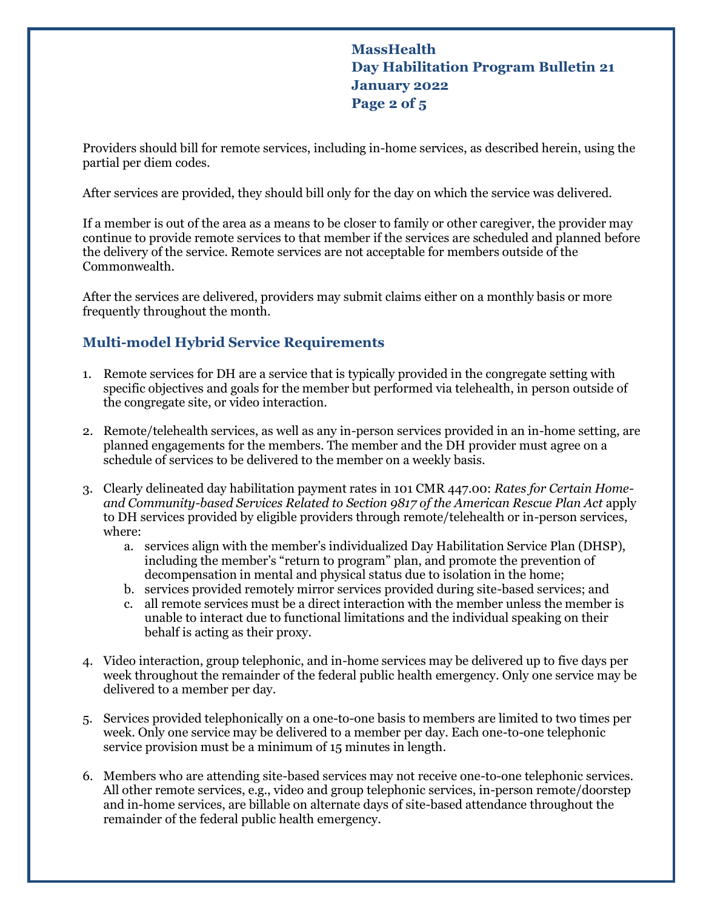Providers should bill for remote services, including in-home services, as described herein, using the partial per diem codes.

After services are provided, they should bill only for the day on which the service was delivered.

If a member is out of the area as a means to be closer to family or other caregiver, the provider may continue to provide remote services to that member if the services are scheduled and planned before the delivery of the service. Remote services are not acceptable for members outside of the Commonwealth.

After the services are delivered, providers may submit claims either on a monthly basis or more frequently throughout the month.

## Multi-model Hybrid Service Requirements

1. Remote services for DH are a service that is typically provided in the congregate setting with specific objectives and goals for the member but performed via telehealth, in person outside of the congregate site, or video interaction.

2. Remote/telehealth services, as well as any in-person services provided in an in-home setting, are planned engagements for the members. The member and the DH provider must agree on a schedule of services to be delivered to the member on a weekly basis.

3. Clearly delineated day habilitation payment rates in 101 CMR 447.00: *Rates for Certain Home- and Community-based Services Related to Section 9817 of the American Rescue Plan Act* apply to DH services provided by eligible providers through remote/telehealth or in-person services, where:
   a. services align with the member's individualized Day Habilitation Service Plan (DHSP), including the member's "return to program" plan, and promote the prevention of decompensation in mental and physical status due to isolation in the home;
   b. services provided remotely mirror services provided during site-based services; and
   c. all remote services must be a direct interaction with the member unless the member is unable to interact due to functional limitations and the individual speaking on their behalf is acting as their proxy.

4. Video interaction, group telephonic, and in-home services may be delivered up to five days per week throughout the remainder of the federal public health emergency. Only one service may be delivered to a member per day.

5. Services provided telephonically on a one-to-one basis to members are limited to two times per week. Only one service may be delivered to a member per day. Each one-to-one telephonic service provision must be a minimum of 15 minutes in length.

6. Members who are attending site-based services may not receive one-to-one telephonic services. All other remote services, e.g., video and group telephonic services, in-person remote/doorstep and in-home services, are billable on alternate days of site-based attendance throughout the remainder of the federal public health emergency.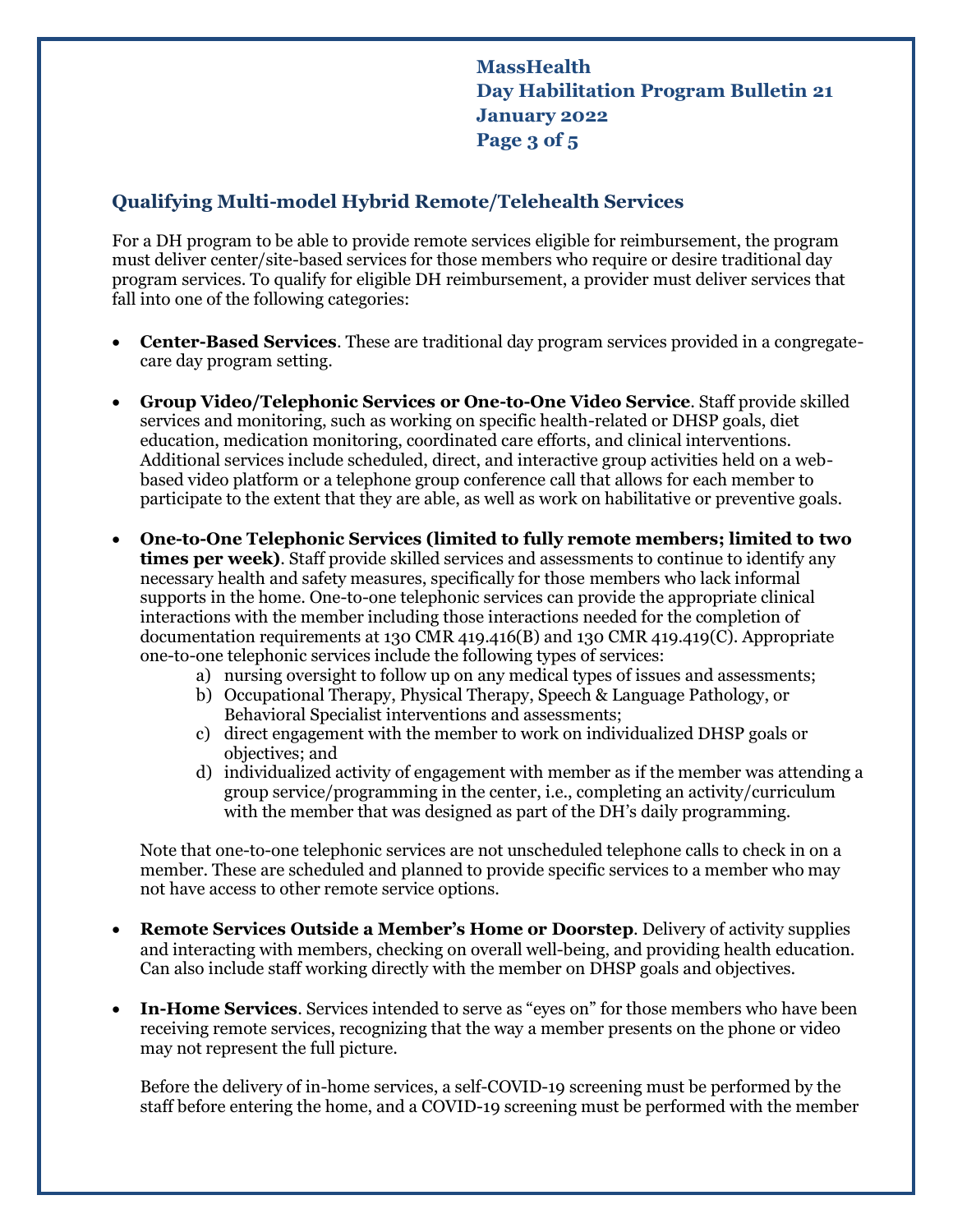## Qualifying Multi-model Hybrid Remote/Telehealth Services

For a DH program to be able to provide remote services eligible for reimbursement, the program must deliver center/site-based services for those members who require or desire traditional day program services. To qualify for eligible DH reimbursement, a provider must deliver services that fall into one of the following categories:

- **Center-Based Services**. These are traditional day program services provided in a congregate-care day program setting.

- **Group Video/Telephonic Services or One-to-One Video Service**. Staff provide skilled services and monitoring, such as working on specific health-related or DHSP goals, diet education, medication monitoring, coordinated care efforts, and clinical interventions. Additional services include scheduled, direct, and interactive group activities held on a web-based video platform or a telephone group conference call that allows for each member to participate to the extent that they are able, as well as work on habilitative or preventive goals.

- **One-to-One Telephonic Services (limited to fully remote members; limited to two times per week)**. Staff provide skilled services and assessments to continue to identify any necessary health and safety measures, specifically for those members who lack informal supports in the home. One-to-one telephonic services can provide the appropriate clinical interactions with the member including those interactions needed for the completion of documentation requirements at 130 CMR 419.416(B) and 130 CMR 419.419(C). Appropriate one-to-one telephonic services include the following types of services:
    a) nursing oversight to follow up on any medical types of issues and assessments;
    b) Occupational Therapy, Physical Therapy, Speech & Language Pathology, or Behavioral Specialist interventions and assessments;
    c) direct engagement with the member to work on individualized DHSP goals or objectives; and
    d) individualized activity of engagement with member as if the member was attending a group service/programming in the center, i.e., completing an activity/curriculum with the member that was designed as part of the DH's daily programming.

    Note that one-to-one telephonic services are not unscheduled telephone calls to check in on a member. These are scheduled and planned to provide specific services to a member who may not have access to other remote service options.

- **Remote Services Outside a Member's Home or Doorstep**. Delivery of activity supplies and interacting with members, checking on overall well-being, and providing health education. Can also include staff working directly with the member on DHSP goals and objectives.

- **In-Home Services**. Services intended to serve as "eyes on" for those members who have been receiving remote services, recognizing that the way a member presents on the phone or video may not represent the full picture.

    Before the delivery of in-home services, a self-COVID-19 screening must be performed by the staff before entering the home, and a COVID-19 screening must be performed with the member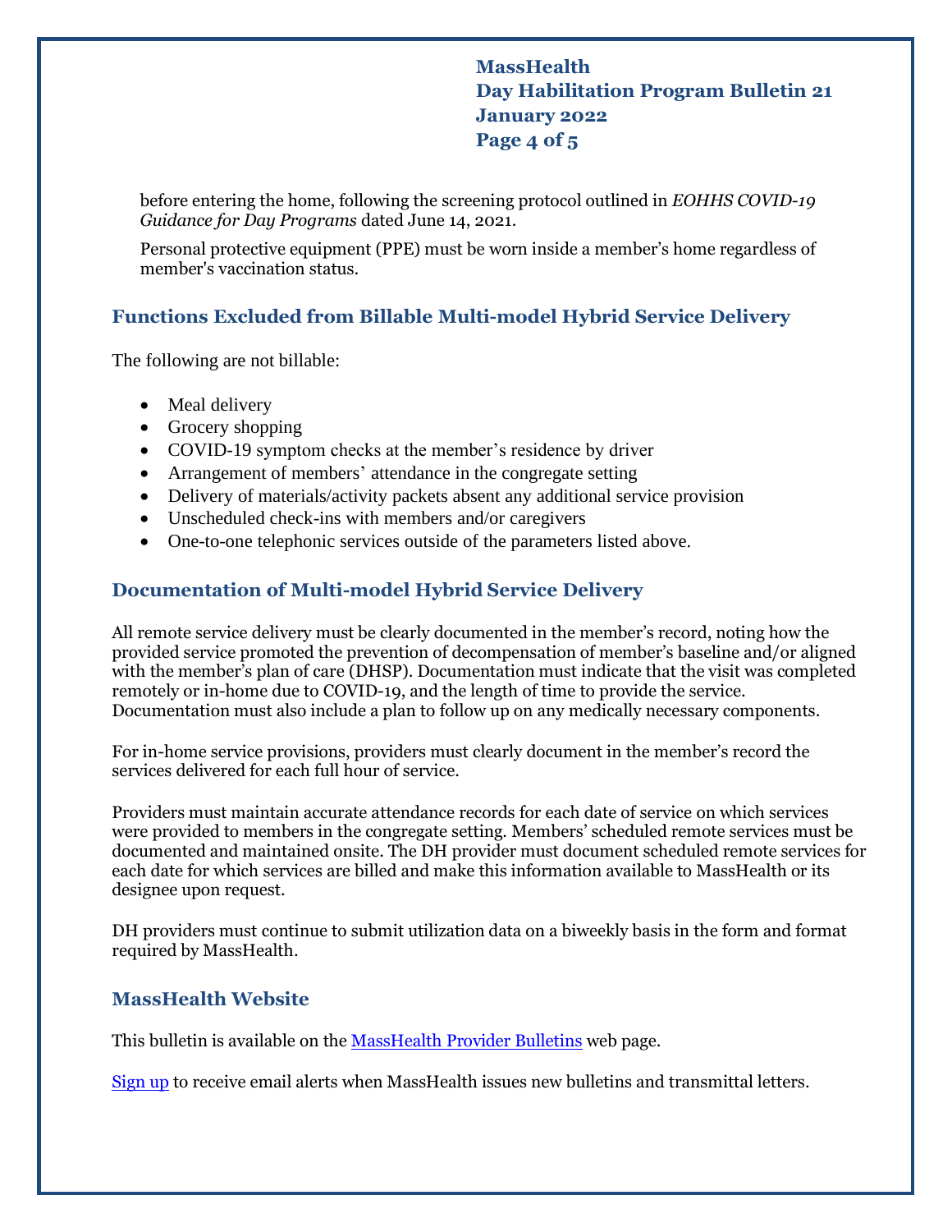before entering the home, following the screening protocol outlined in *EOHHS COVID-19 Guidance for Day Programs* dated June 14, 2021.

Personal protective equipment (PPE) must be worn inside a member's home regardless of member's vaccination status.

## Functions Excluded from Billable Multi-model Hybrid Service Delivery

The following are not billable:

- Meal delivery
- Grocery shopping
- COVID-19 symptom checks at the member's residence by driver
- Arrangement of members' attendance in the congregate setting
- Delivery of materials/activity packets absent any additional service provision
- Unscheduled check-ins with members and/or caregivers
- One-to-one telephonic services outside of the parameters listed above.

## Documentation of Multi-model Hybrid Service Delivery

All remote service delivery must be clearly documented in the member's record, noting how the provided service promoted the prevention of decompensation of member's baseline and/or aligned with the member's plan of care (DHSP). Documentation must indicate that the visit was completed remotely or in-home due to COVID-19, and the length of time to provide the service. Documentation must also include a plan to follow up on any medically necessary components.

For in-home service provisions, providers must clearly document in the member's record the services delivered for each full hour of service.

Providers must maintain accurate attendance records for each date of service on which services were provided to members in the congregate setting. Members' scheduled remote services must be documented and maintained onsite. The DH provider must document scheduled remote services for each date for which services are billed and make this information available to MassHealth or its designee upon request.

DH providers must continue to submit utilization data on a biweekly basis in the form and format required by MassHealth.

## MassHealth Website

This bulletin is available on the MassHealth Provider Bulletins web page.

Sign up to receive email alerts when MassHealth issues new bulletins and transmittal letters.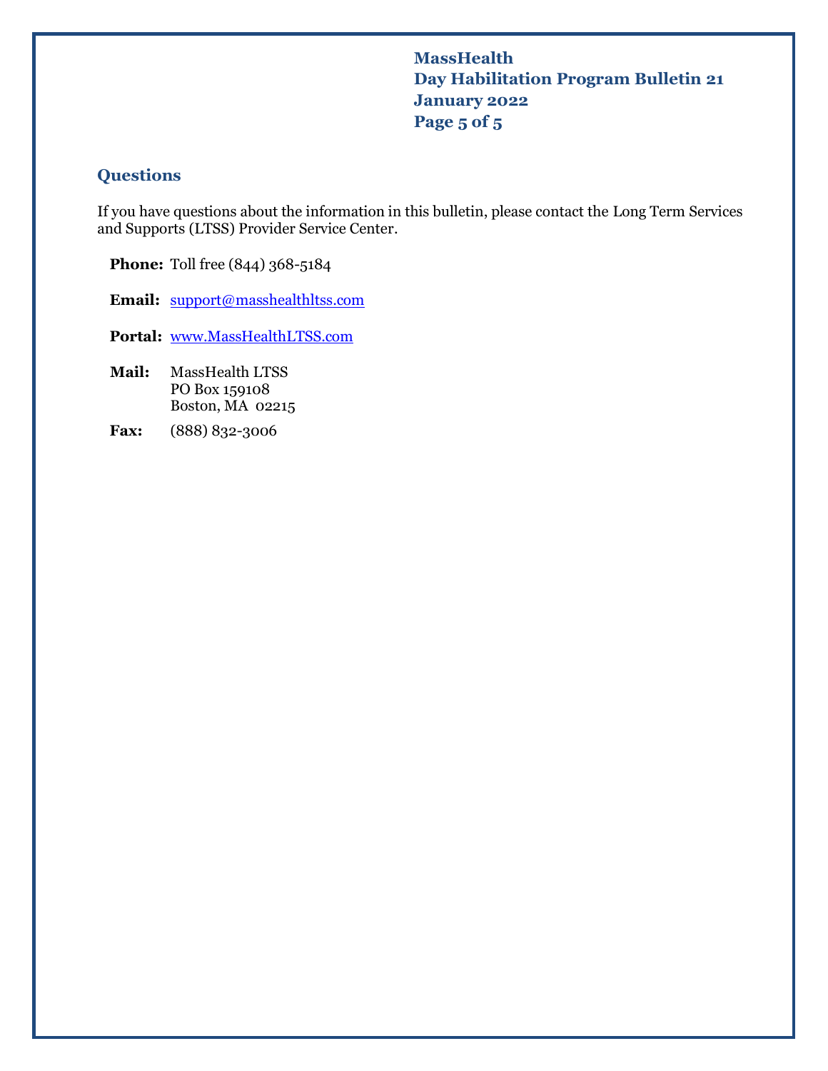## Questions

If you have questions about the information in this bulletin, please contact the Long Term Services and Supports (LTSS) Provider Service Center.

**Phone:** Toll free (844) 368-5184

**Email:** support@masshealthltss.com

**Portal:** www.MassHealthLTSS.com

**Mail:** MassHealth LTSS
PO Box 159108
Boston, MA 02215

**Fax:** (888) 832-3006